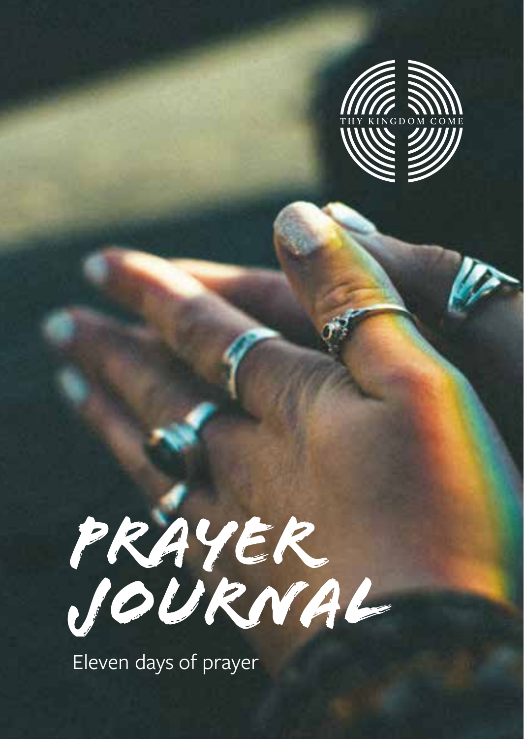THY KINGDOM COME

# PRAYER JOURNAL

Eleven days of prayer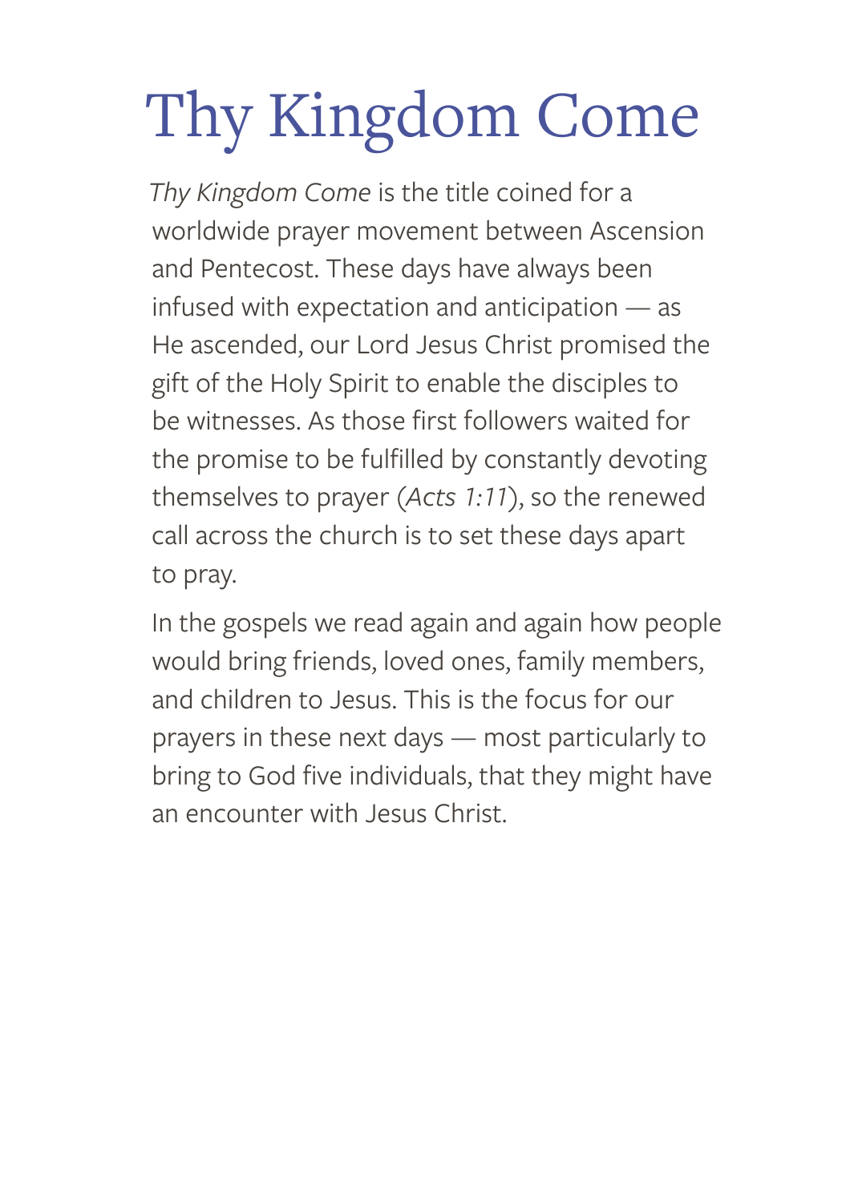# Thy Kingdom Come

*Thy Kingdom Come* is the title coined for a worldwide prayer movement between Ascension and Pentecost. These days have always been infused with expectation and anticipation — as He ascended, our Lord Jesus Christ promised the gift of the Holy Spirit to enable the disciples to be witnesses. As those first followers waited for the promise to be fulfilled by constantly devoting themselves to prayer (*Acts 1:11*), so the renewed call across the church is to set these days apart to pray.

In the gospels we read again and again how people would bring friends, loved ones, family members, and children to Jesus. This is the focus for our prayers in these next days — most particularly to bring to God five individuals, that they might have an encounter with Jesus Christ.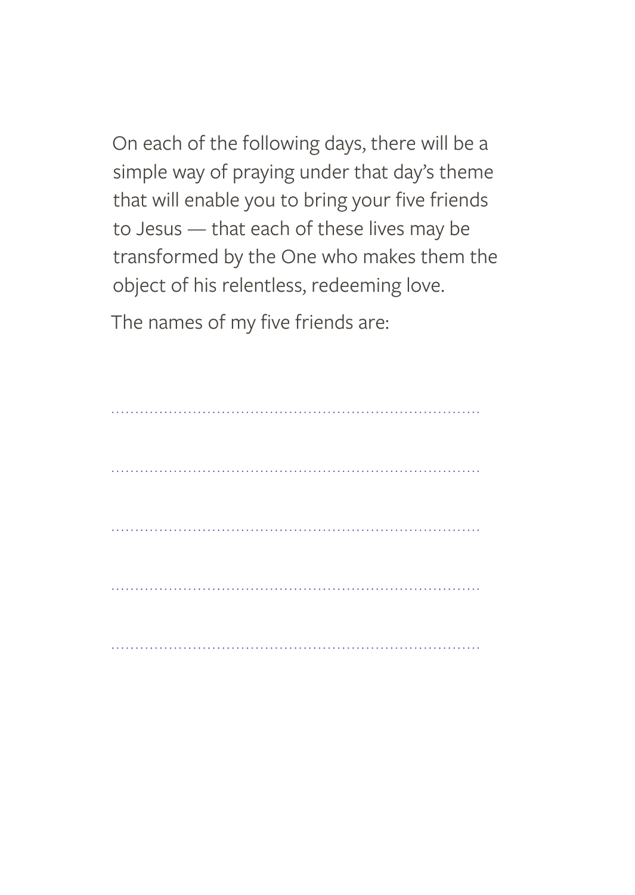On each of the following days, there will be a simple way of praying under that day's theme that will enable you to bring your five friends to Jesus — that each of these lives may be transformed by the One who makes them the object of his relentless, redeeming love.

The names of my five friends are:

.........................................................................

.........................................................................

.........................................................................

.........................................................................

.........................................................................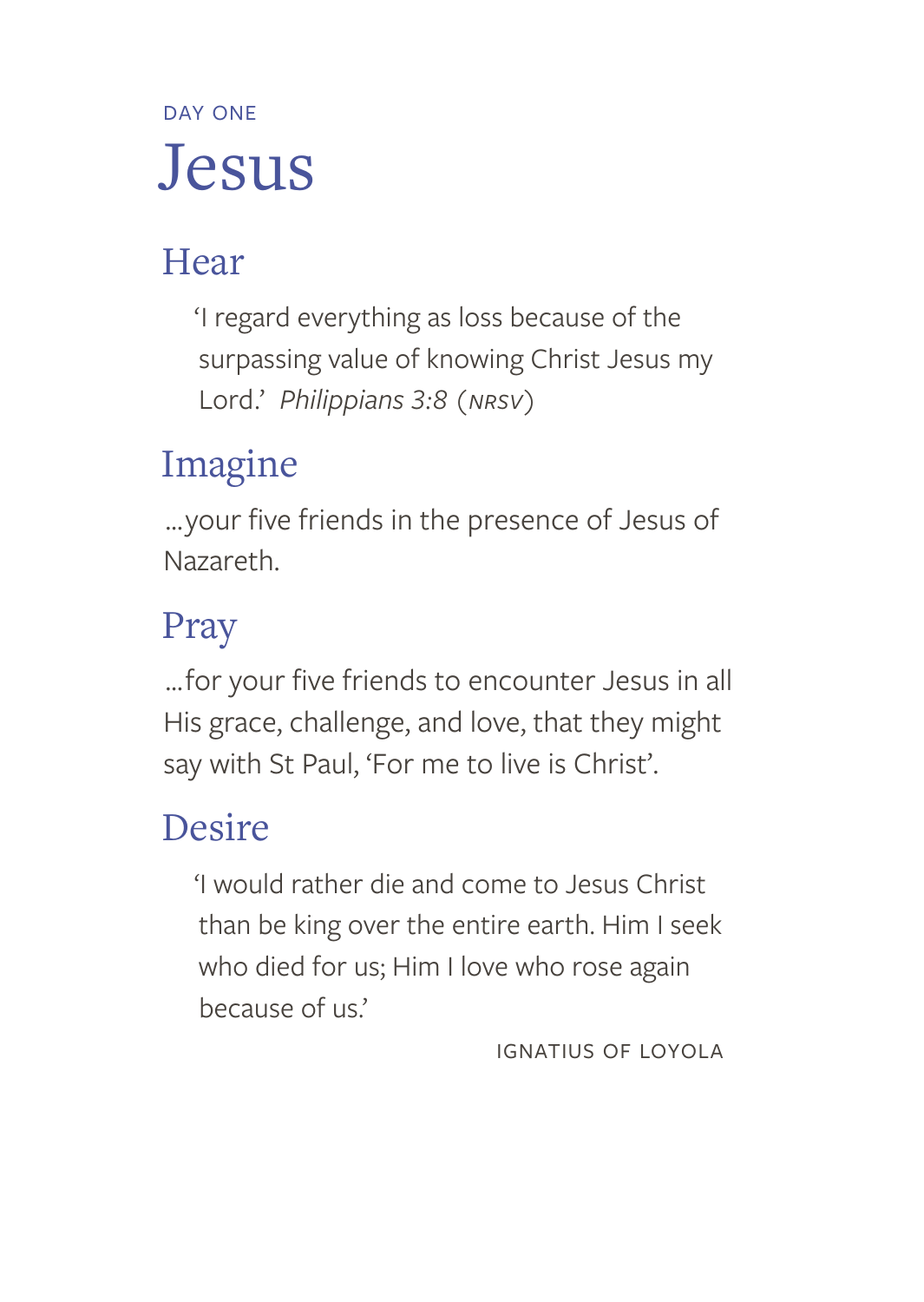DAY ONE

# Jesus

## Hear

> 'I regard everything as loss because of the surpassing value of knowing Christ Jesus my Lord.' *Philippians 3:8* (*NRSV*)

## Imagine

...your five friends in the presence of Jesus of Nazareth.

## Pray

...for your five friends to encounter Jesus in all His grace, challenge, and love, that they might say with St Paul, 'For me to live is Christ'.

## Desire

> 'I would rather die and come to Jesus Christ than be king over the entire earth. Him I seek who died for us; Him I love who rose again because of us.'

IGNATIUS OF LOYOLA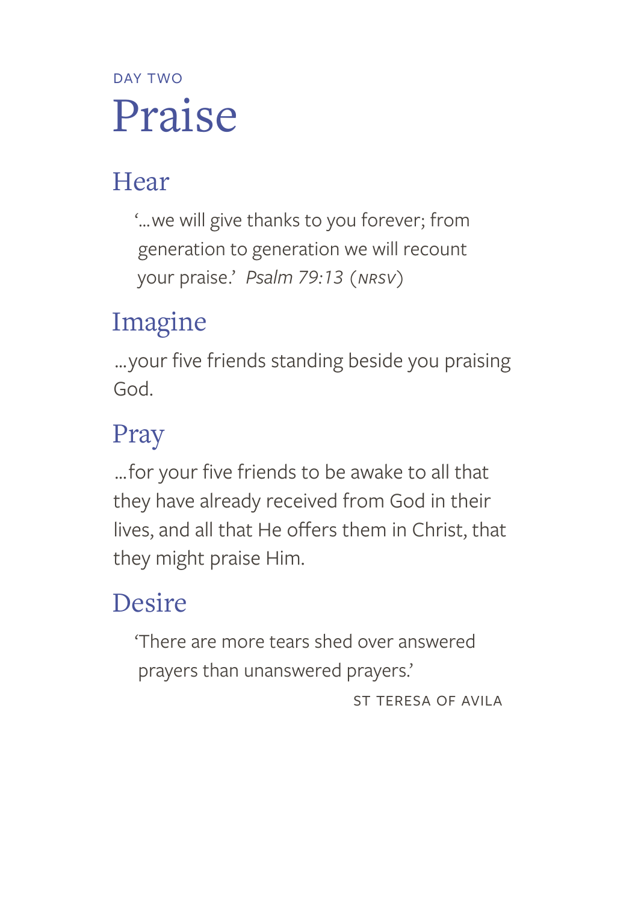DAY TWO

# Praise

## Hear

> '...we will give thanks to you forever; from generation to generation we will recount your praise.' *Psalm 79:13* (*NRSV*)

## Imagine

...your five friends standing beside you praising God.

## Pray

...for your five friends to be awake to all that they have already received from God in their lives, and all that He offers them in Christ, that they might praise Him.

## Desire

> 'There are more tears shed over answered prayers than unanswered prayers.'
>
> ST TERESA OF AVILA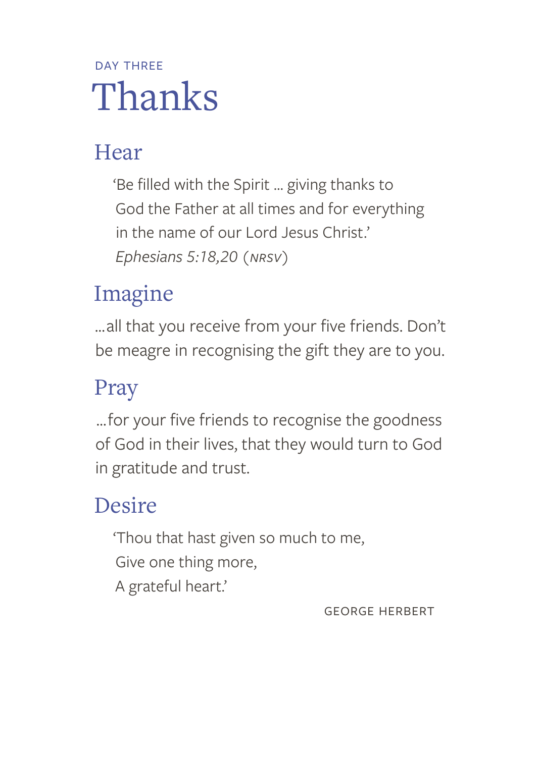DAY THREE

# Thanks

## Hear

> 'Be filled with the Spirit ... giving thanks to God the Father at all times and for everything in the name of our Lord Jesus Christ.'
> *Ephesians 5:18,20* (*NRSV*)

## Imagine

...all that you receive from your five friends. Don't be meagre in recognising the gift they are to you.

## Pray

...for your five friends to recognise the goodness of God in their lives, that they would turn to God in gratitude and trust.

## Desire

> 'Thou that hast given so much to me,
> Give one thing more,
> A grateful heart.'

GEORGE HERBERT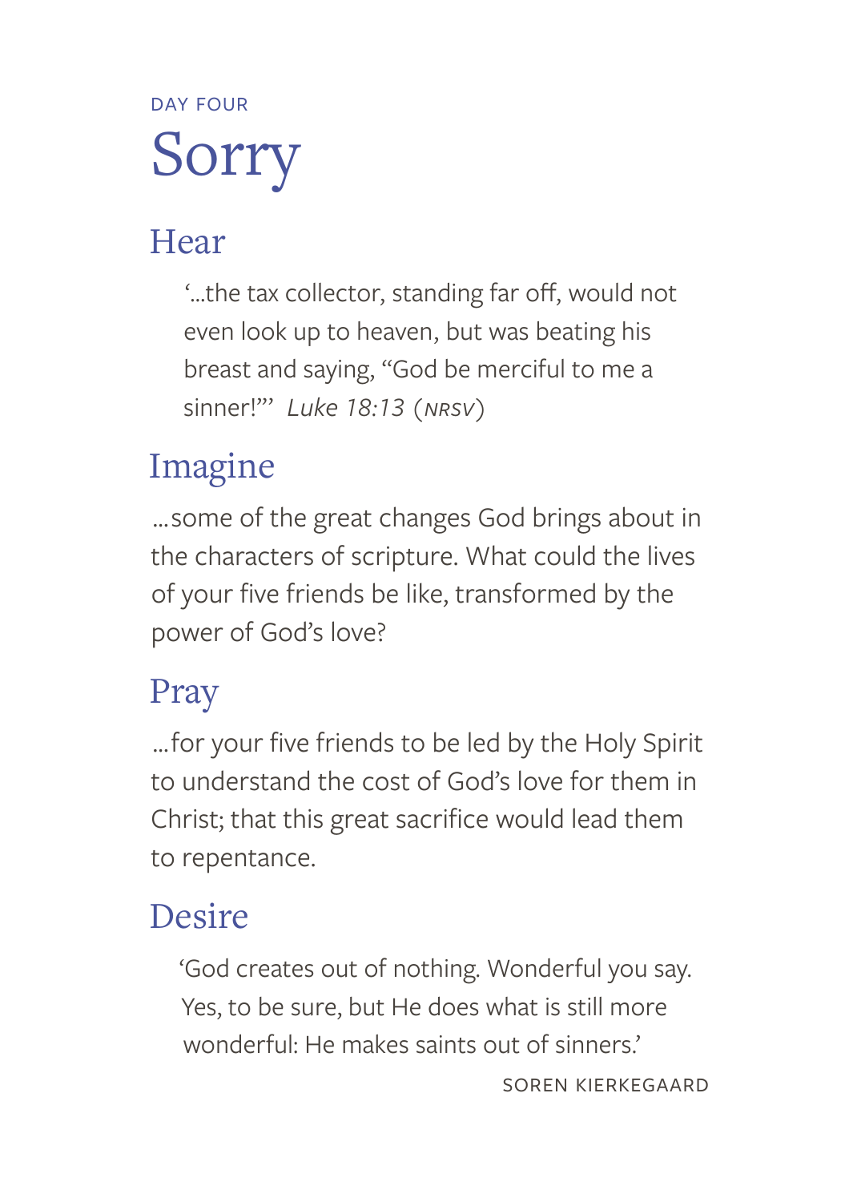DAY FOUR

# Sorry

## Hear

> '...the tax collector, standing far off, would not even look up to heaven, but was beating his breast and saying, "God be merciful to me a sinner!"' *Luke 18:13* (*NRSV*)

## Imagine

...some of the great changes God brings about in the characters of scripture. What could the lives of your five friends be like, transformed by the power of God's love?

## Pray

...for your five friends to be led by the Holy Spirit to understand the cost of God's love for them in Christ; that this great sacrifice would lead them to repentance.

## Desire

> 'God creates out of nothing. Wonderful you say. Yes, to be sure, but He does what is still more wonderful: He makes saints out of sinners.'
>
> SOREN KIERKEGAARD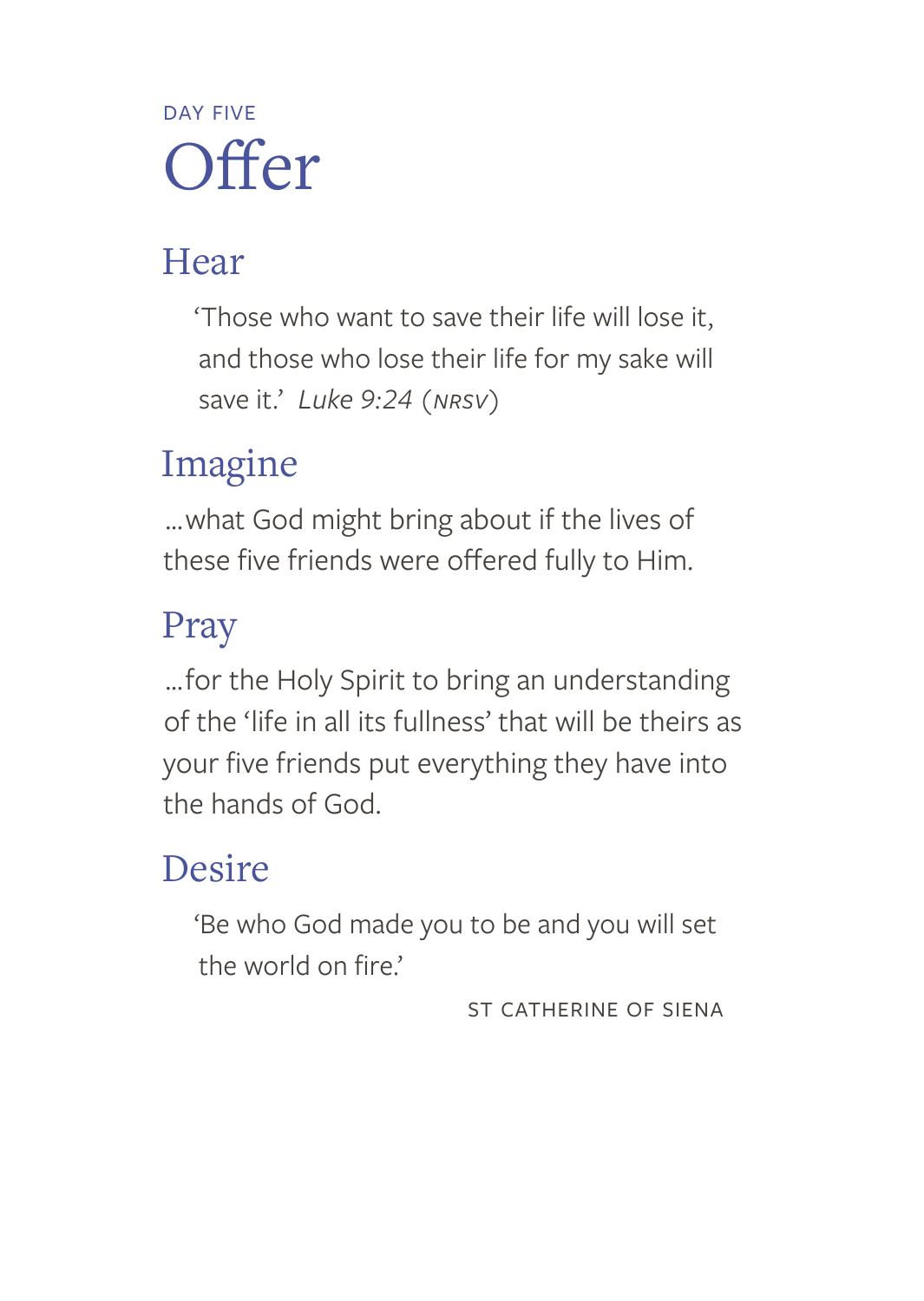DAY FIVE

# Offer

## Hear

> 'Those who want to save their life will lose it, and those who lose their life for my sake will save it.' *Luke 9:24* (*NRSV*)

## Imagine

...what God might bring about if the lives of these five friends were offered fully to Him.

## Pray

...for the Holy Spirit to bring an understanding of the 'life in all its fullness' that will be theirs as your five friends put everything they have into the hands of God.

## Desire

> 'Be who God made you to be and you will set the world on fire.'
>
> ST CATHERINE OF SIENA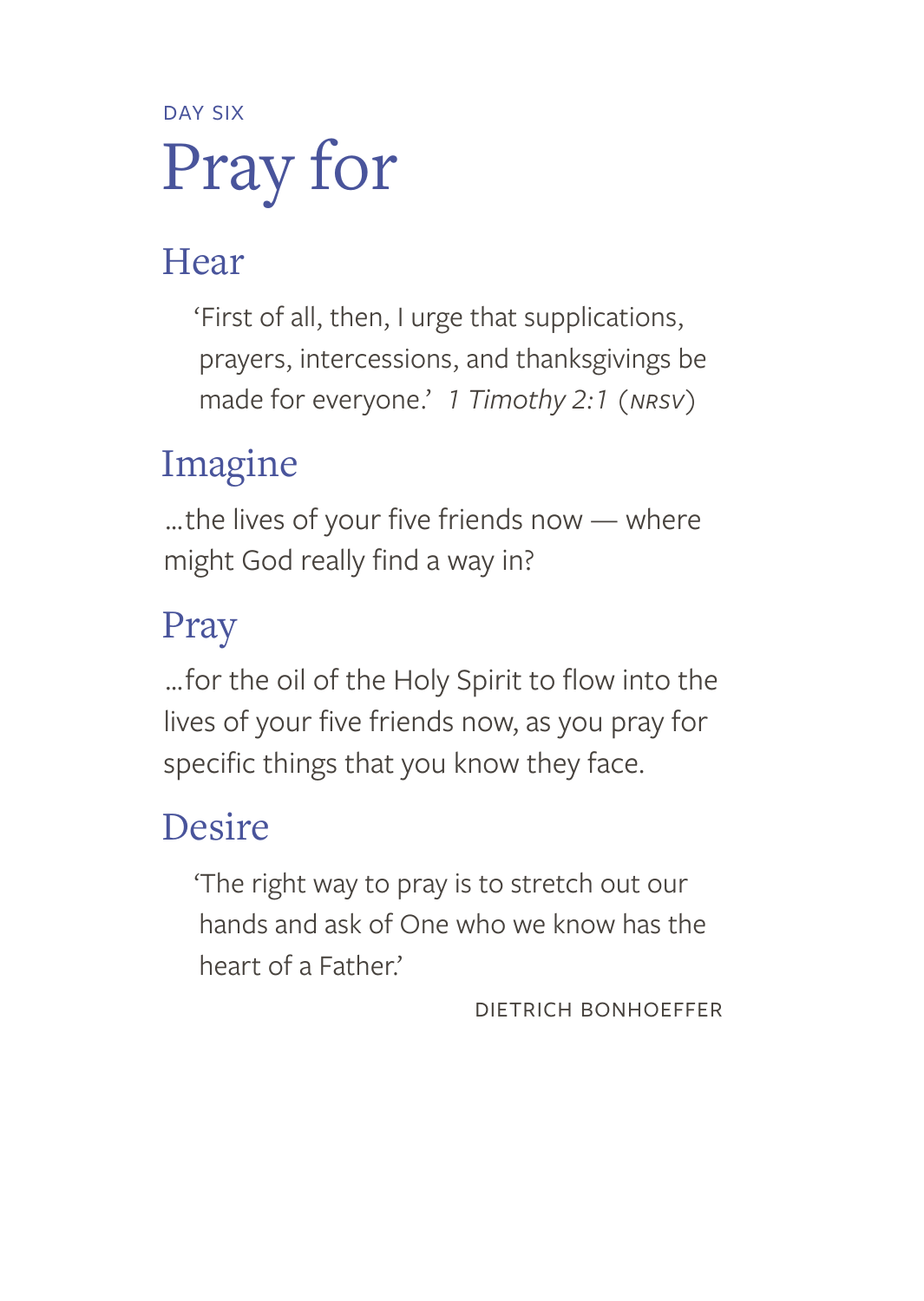DAY SIX

# Pray for

## Hear

> ‘First of all, then, I urge that supplications, prayers, intercessions, and thanksgivings be made for everyone.’ *1 Timothy 2:1* (*NRSV*)

## Imagine

…the lives of your five friends now — where might God really find a way in?

## Pray

…for the oil of the Holy Spirit to flow into the lives of your five friends now, as you pray for specific things that you know they face.

## Desire

> ‘The right way to pray is to stretch out our hands and ask of One who we know has the heart of a Father.’

DIETRICH BONHOEFFER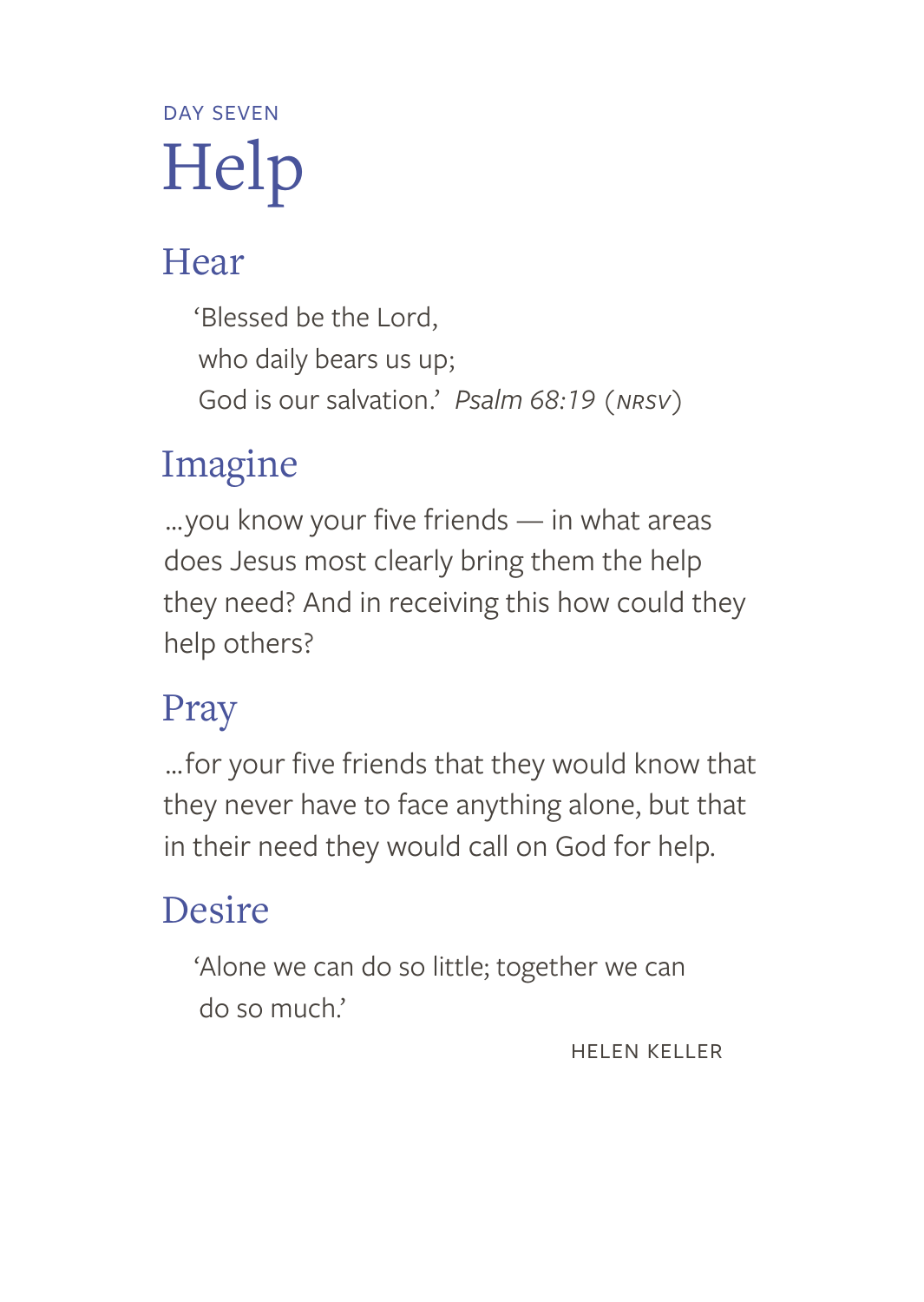DAY SEVEN

# Help

## Hear

> 'Blessed be the Lord,
> who daily bears us up;
> God is our salvation.' *Psalm 68:19* (NRSV)

## Imagine

...you know your five friends — in what areas does Jesus most clearly bring them the help they need? And in receiving this how could they help others?

## Pray

...for your five friends that they would know that they never have to face anything alone, but that in their need they would call on God for help.

## Desire

> 'Alone we can do so little; together we can do so much.'

HELEN KELLER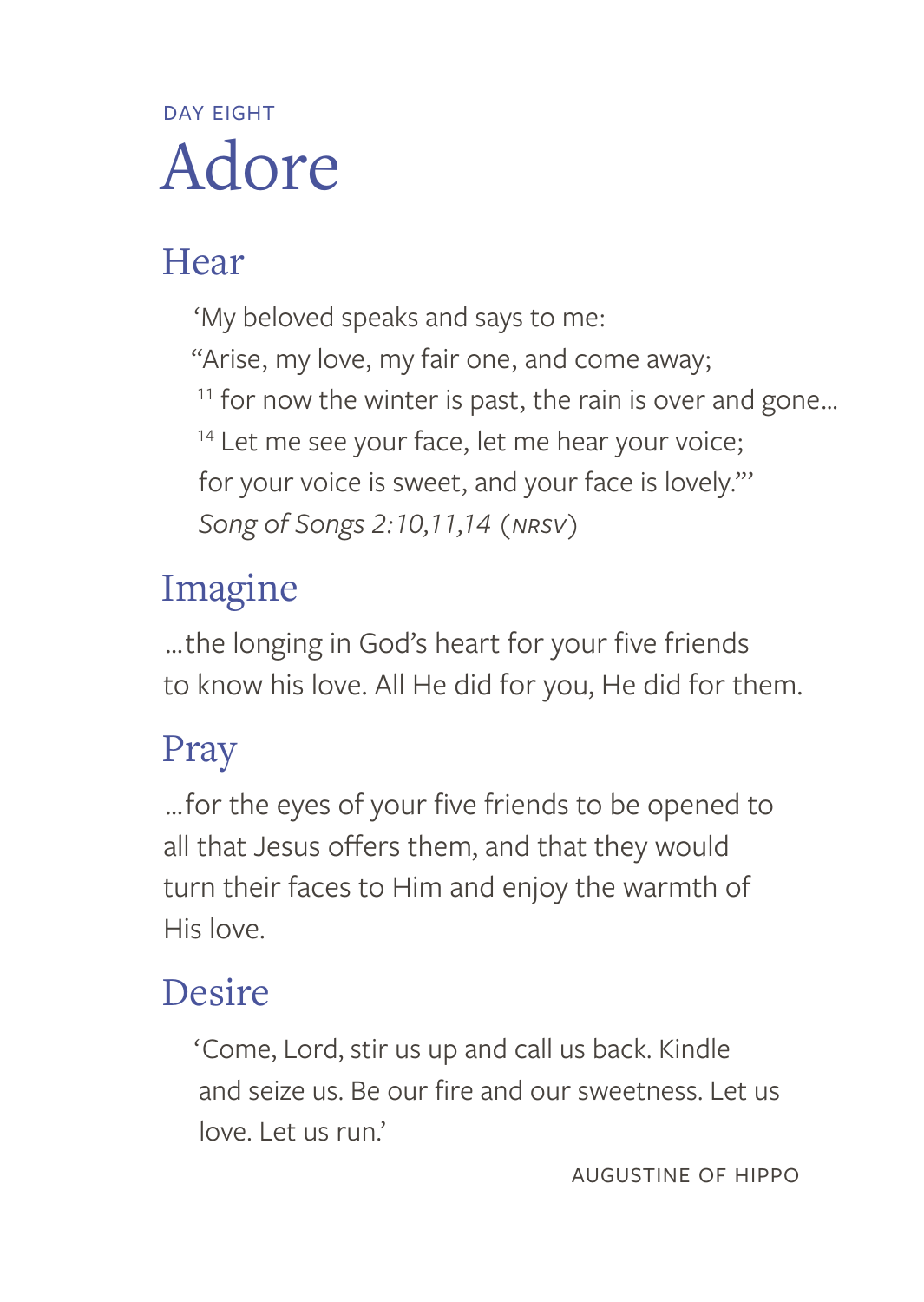DAY EIGHT

# Adore

## Hear

> 'My beloved speaks and says to me:
> "Arise, my love, my fair one, and come away;
> [11] for now the winter is past, the rain is over and gone...
> [14] Let me see your face, let me hear your voice;
> for your voice is sweet, and your face is lovely."'
> *Song of Songs 2:10,11,14* (NRSV)

## Imagine

...the longing in God's heart for your five friends to know his love. All He did for you, He did for them.

## Pray

...for the eyes of your five friends to be opened to all that Jesus offers them, and that they would turn their faces to Him and enjoy the warmth of His love.

## Desire

> 'Come, Lord, stir us up and call us back. Kindle and seize us. Be our fire and our sweetness. Let us love. Let us run.'

AUGUSTINE OF HIPPO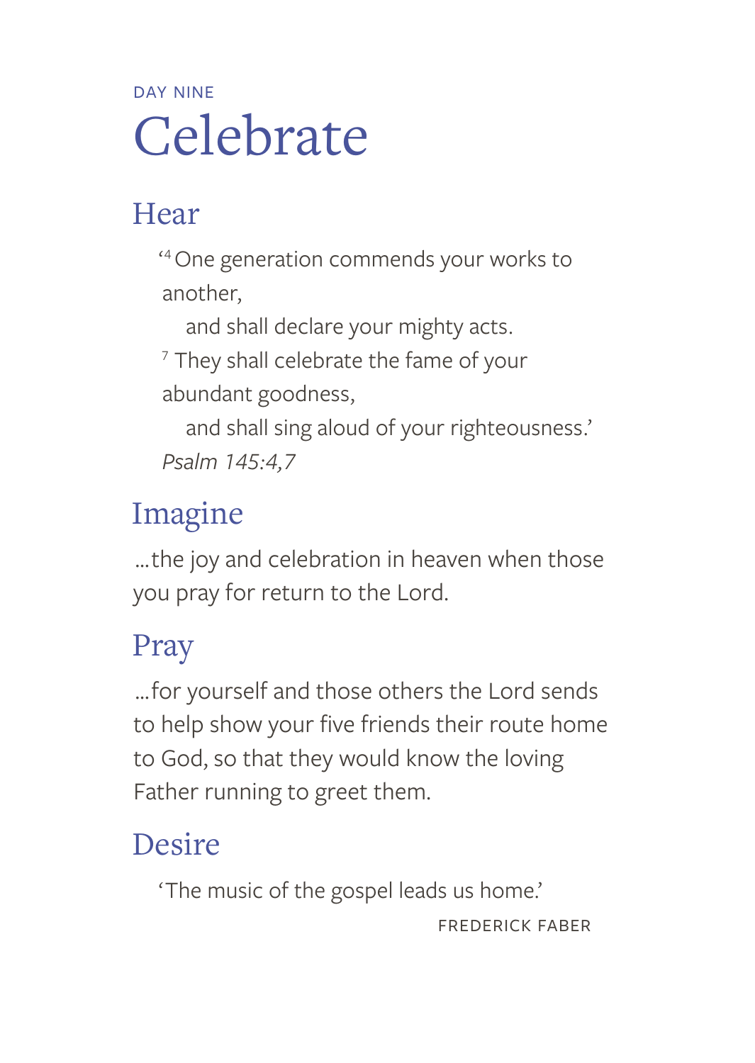DAY NINE

# Celebrate

## Hear

> ‘[4] One generation commends your works to another,
> and shall declare your mighty acts.
> [7] They shall celebrate the fame of your abundant goodness,
> and shall sing aloud of your righteousness.’
> *Psalm 145:4,7*

## Imagine

...the joy and celebration in heaven when those you pray for return to the Lord.

## Pray

...for yourself and those others the Lord sends to help show your five friends their route home to God, so that they would know the loving Father running to greet them.

## Desire

> ‘The music of the gospel leads us home.’
>
> FREDERICK FABER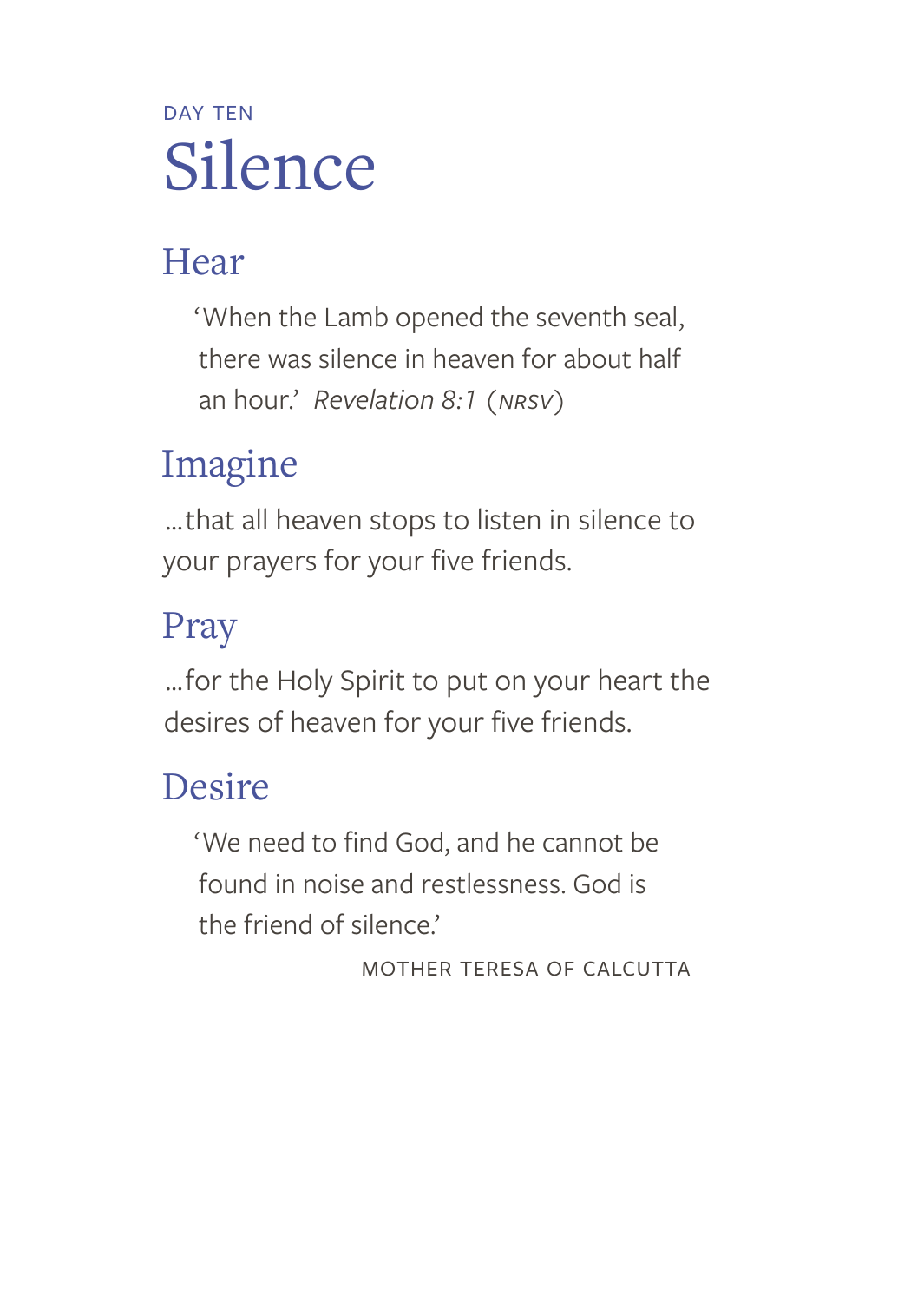DAY TEN

# Silence

## Hear

> ‘When the Lamb opened the seventh seal, there was silence in heaven for about half an hour.’ *Revelation 8:1* (*NRSV*)

## Imagine

...that all heaven stops to listen in silence to your prayers for your five friends.

## Pray

...for the Holy Spirit to put on your heart the desires of heaven for your five friends.

## Desire

> ‘We need to find God, and he cannot be found in noise and restlessness. God is the friend of silence.’
>
> MOTHER TERESA OF CALCUTTA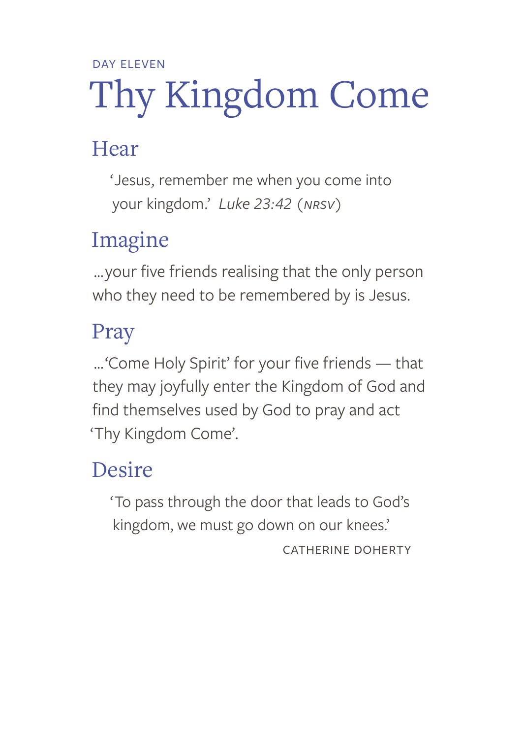DAY ELEVEN

# Thy Kingdom Come

## Hear

> ‘Jesus, remember me when you come into your kingdom.’ *Luke 23:42* (NRSV)

## Imagine

...your five friends realising that the only person who they need to be remembered by is Jesus.

## Pray

...‘Come Holy Spirit’ for your five friends — that they may joyfully enter the Kingdom of God and find themselves used by God to pray and act ‘Thy Kingdom Come’.

## Desire

> ‘To pass through the door that leads to God’s kingdom, we must go down on our knees.’
>
> CATHERINE DOHERTY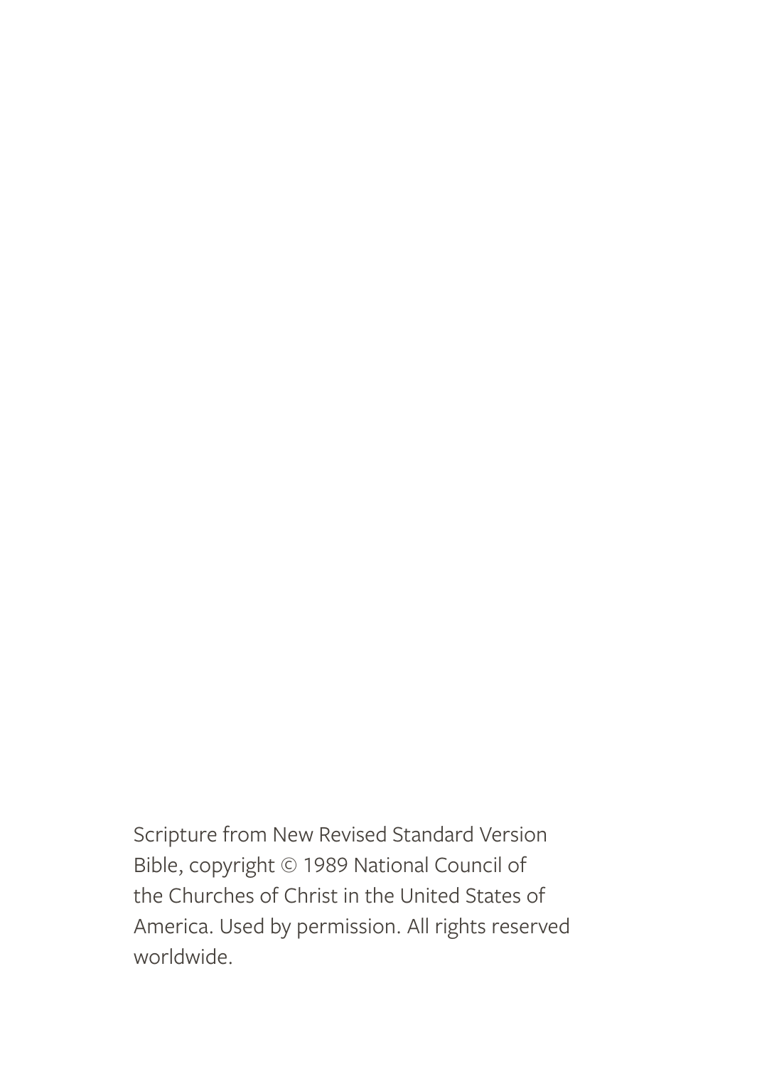Scripture from New Revised Standard Version Bible, copyright © 1989 National Council of the Churches of Christ in the United States of America. Used by permission. All rights reserved worldwide.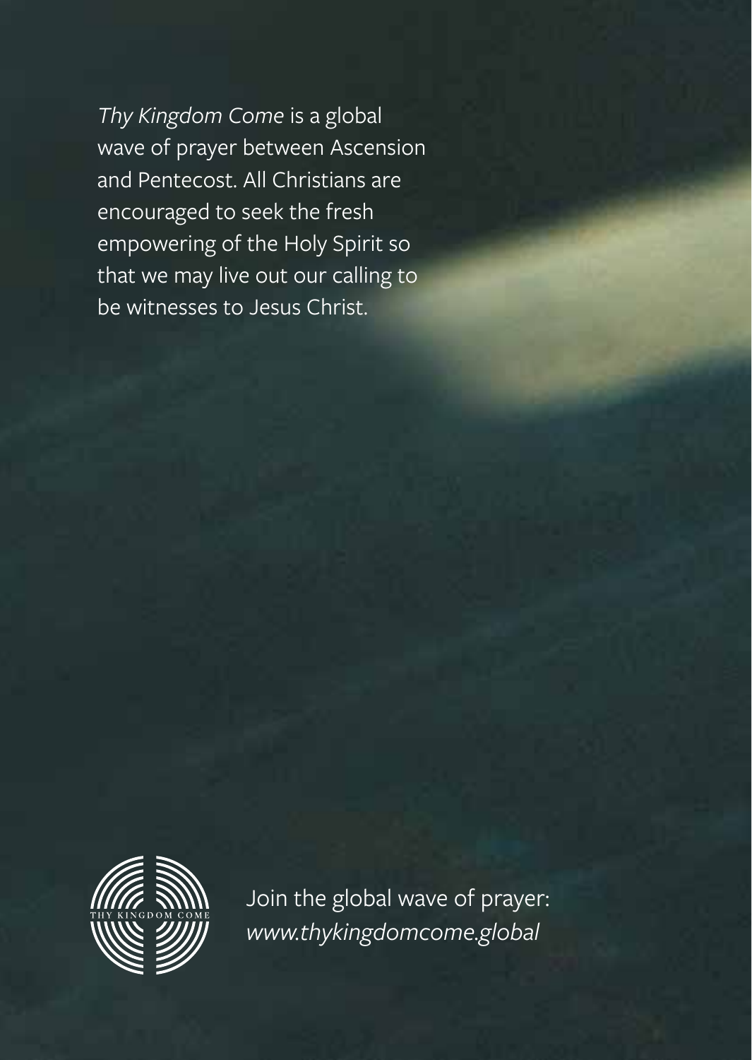*Thy Kingdom Come* is a global wave of prayer between Ascension and Pentecost. All Christians are encouraged to seek the fresh empowering of the Holy Spirit so that we may live out our calling to be witnesses to Jesus Christ.

THY KINGDOM COME

Join the global wave of prayer:
*www.thykingdomcome.global*